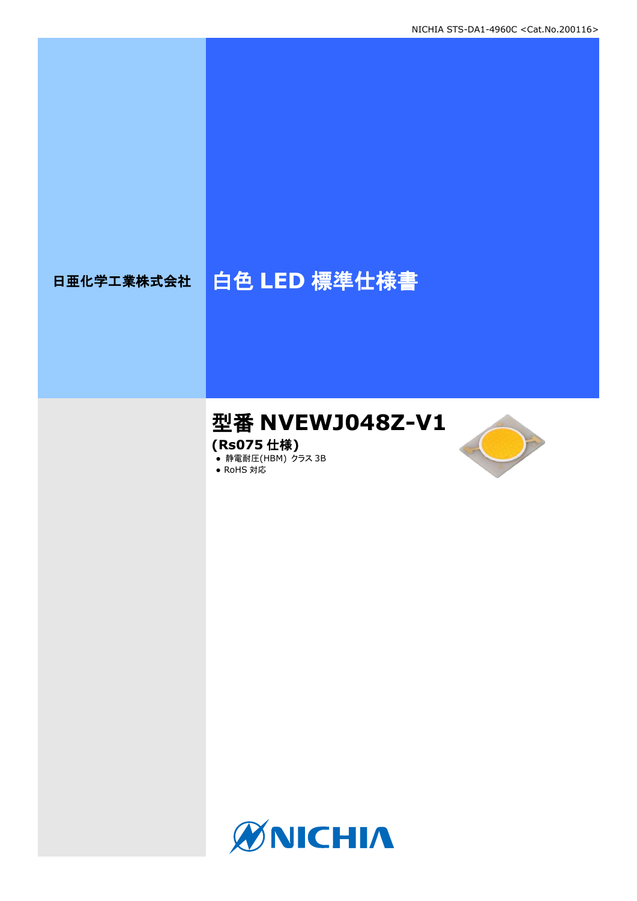NICHIA STS-DA1-4960C <Cat.No.200116>

日亜化学工業株式会社

# 白色 LED 標準仕様書

## 型番 NVEWJ048Z-V1

**(Rs075 仕様)**

- 静電耐圧(HBM) クラス 3B
- RoHS 対応

NICHIA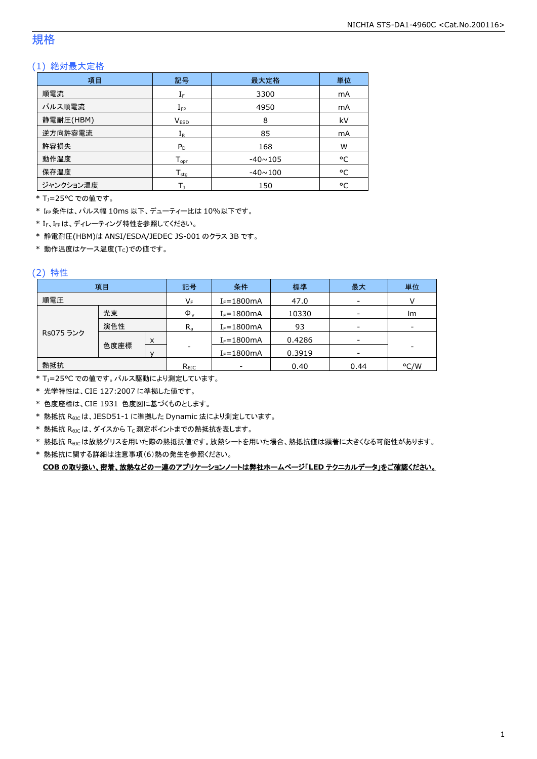# 規格

## (1) 絶対最大定格

| 項目 | 記号 | 最大定格 | 単位 |
|---|---|---|---|
| 順電流 | $I_F$ | 3300 | mA |
| パルス順電流 | $I_{FP}$ | 4950 | mA |
| 静電耐圧(HBM) | $V_{ESD}$ | 8 | kV |
| 逆方向許容電流 | $I_R$ | 85 | mA |
| 許容損失 | $P_D$ | 168 | W |
| 動作温度 | $T_{opr}$ | -40~105 | °C |
| 保存温度 | $T_{stg}$ | -40~100 | °C |
| ジャンクション温度 | $T_J$ | 150 | °C |

* $T_J$=25°C での値です。
* $I_{FP}$条件は、パルス幅 10ms 以下、デューティー比は 10%以下です。
* $I_F$、$I_{FP}$は、ディレーティング特性を参照してください。
* 静電耐圧(HBM)は ANSI/ESDA/JEDEC JS-001 のクラス 3B です。
* 動作温度はケース温度($T_C$)での値です。

## (2) 特性

| 項目 | | | 記号 | 条件 | 標準 | 最大 | 単位 |
|---|---|---|---|---|---|---|---|
| 順電圧 | | | $V_F$ | $I_F$=1800mA | 47.0 | - | V |
| Rs075 ランク | 光束 | | $\Phi_v$ | $I_F$=1800mA | 10330 | - | lm |
| | 演色性 | | $R_a$ | $I_F$=1800mA | 93 | - | - |
| | 色度座標 | x | - | $I_F$=1800mA | 0.4286 | - | - |
| | | y | | $I_F$=1800mA | 0.3919 | - | |
| 熱抵抗 | | | $R_{\theta JC}$ | - | 0.40 | 0.44 | °C/W |

* $T_J$=25°C での値です。パルス駆動により測定しています。
* 光学特性は、CIE 127:2007 に準拠した値です。
* 色度座標は、CIE 1931 色度図に基づくものとします。
* 熱抵抗 $R_{\theta JC}$は、JESD51-1 に準拠した Dynamic 法により測定しています。
* 熱抵抗 $R_{\theta JC}$は、ダイスから $T_C$測定ポイントまでの熱抵抗を表します。
* 熱抵抗 $R_{\theta JC}$は放熱グリスを用いた際の熱抵抗値です。放熱シートを用いた場合、熱抵抗値は顕著に大きくなる可能性があります。
* 熱抵抗に関する詳細は注意事項(6)熱の発生を参照ください。

**COB の取り扱い、密着、放熱などの一連のアプリケーションノートは弊社ホームページ「LED テクニカルデータ」をご確認ください。**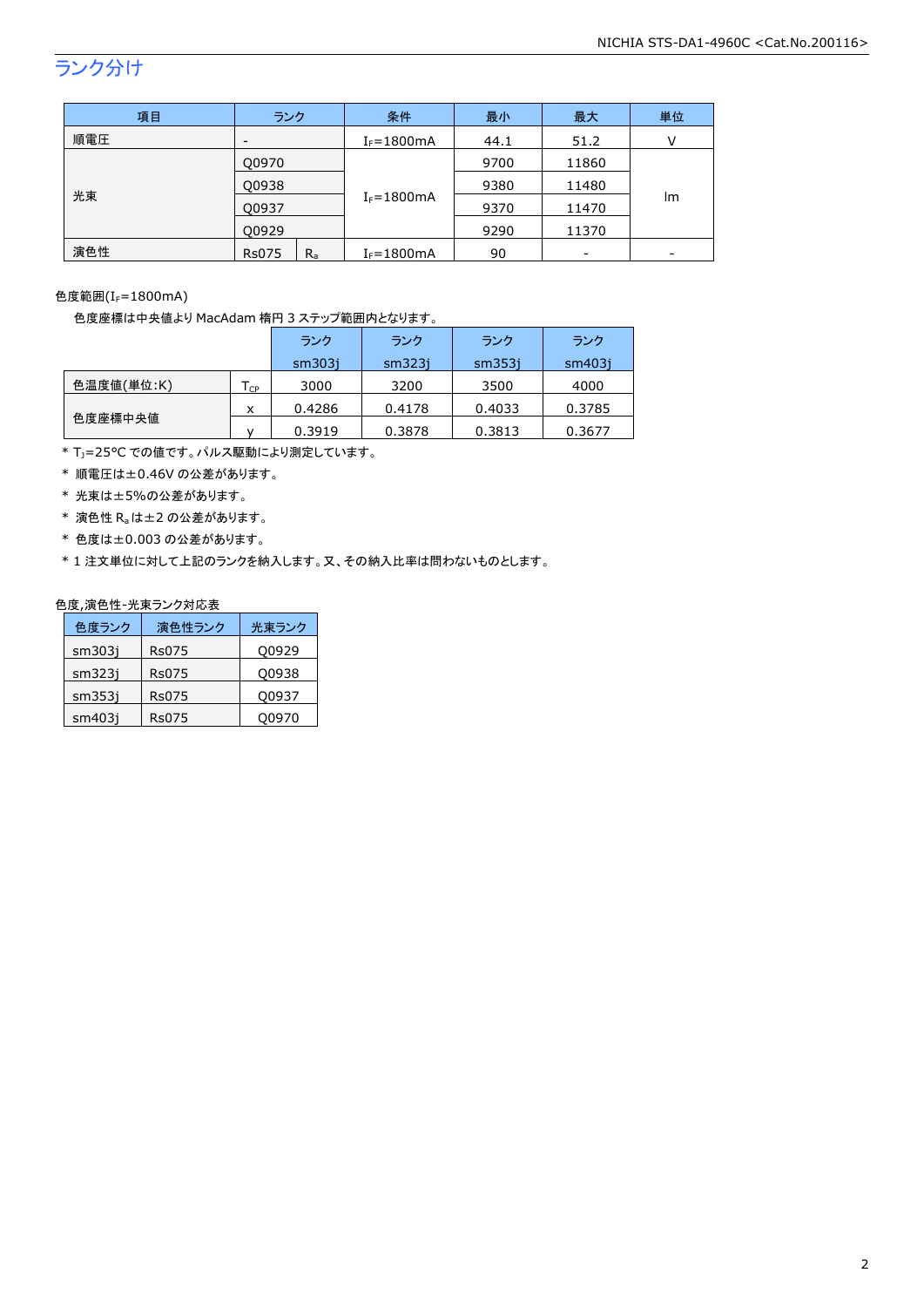## ランク分け

| 項目 | ランク | | 条件 | 最小 | 最大 | 単位 |
|---|---|---|---|---|---|---|
| 順電圧 | - | | $I_F$=1800mA | 44.1 | 51.2 | V |
| 光束 | Q0970 | | $I_F$=1800mA | 9700 | 11860 | lm |
| | Q0938 | | | 9380 | 11480 | |
| | Q0937 | | | 9370 | 11470 | |
| | Q0929 | | | 9290 | 11370 | |
| 演色性 | Rs075 | $R_a$ | $I_F$=1800mA | 90 | - | - |

色度範囲($I_F$=1800mA)

色度座標は中央値より MacAdam 楕円 3 ステップ範囲内となります。

| | | ランク sm303j | ランク sm323j | ランク sm353j | ランク sm403j |
|---|---|---|---|---|---|
| 色温度値(単位:K) | $T_{CP}$ | 3000 | 3200 | 3500 | 4000 |
| 色度座標中央値 | x | 0.4286 | 0.4178 | 0.4033 | 0.3785 |
| | y | 0.3919 | 0.3878 | 0.3813 | 0.3677 |

* $T_J$=25°C での値です。パルス駆動により測定しています。
* 順電圧は±0.46V の公差があります。
* 光束は±5%の公差があります。
* 演色性 $R_a$ は±2 の公差があります。
* 色度は±0.003 の公差があります。
* 1 注文単位に対して上記のランクを納入します。又、その納入比率は問わないものとします。

色度,演色性-光束ランク対応表

| 色度ランク | 演色性ランク | 光束ランク |
|---|---|---|
| sm303j | Rs075 | Q0929 |
| sm323j | Rs075 | Q0938 |
| sm353j | Rs075 | Q0937 |
| sm403j | Rs075 | Q0970 |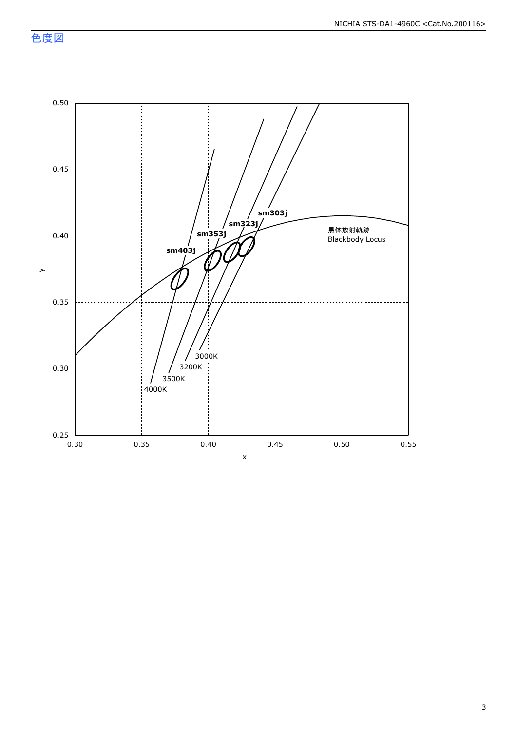# 色度図

y

0.50

0.45

0.40

0.35

0.30

0.25

0.30 0.35 0.40 0.45 0.50 0.55

x

sm403j

sm353j

sm323j

sm303j

黒体放射軌跡
Blackbody Locus

3000K

3200K

3500K

4000K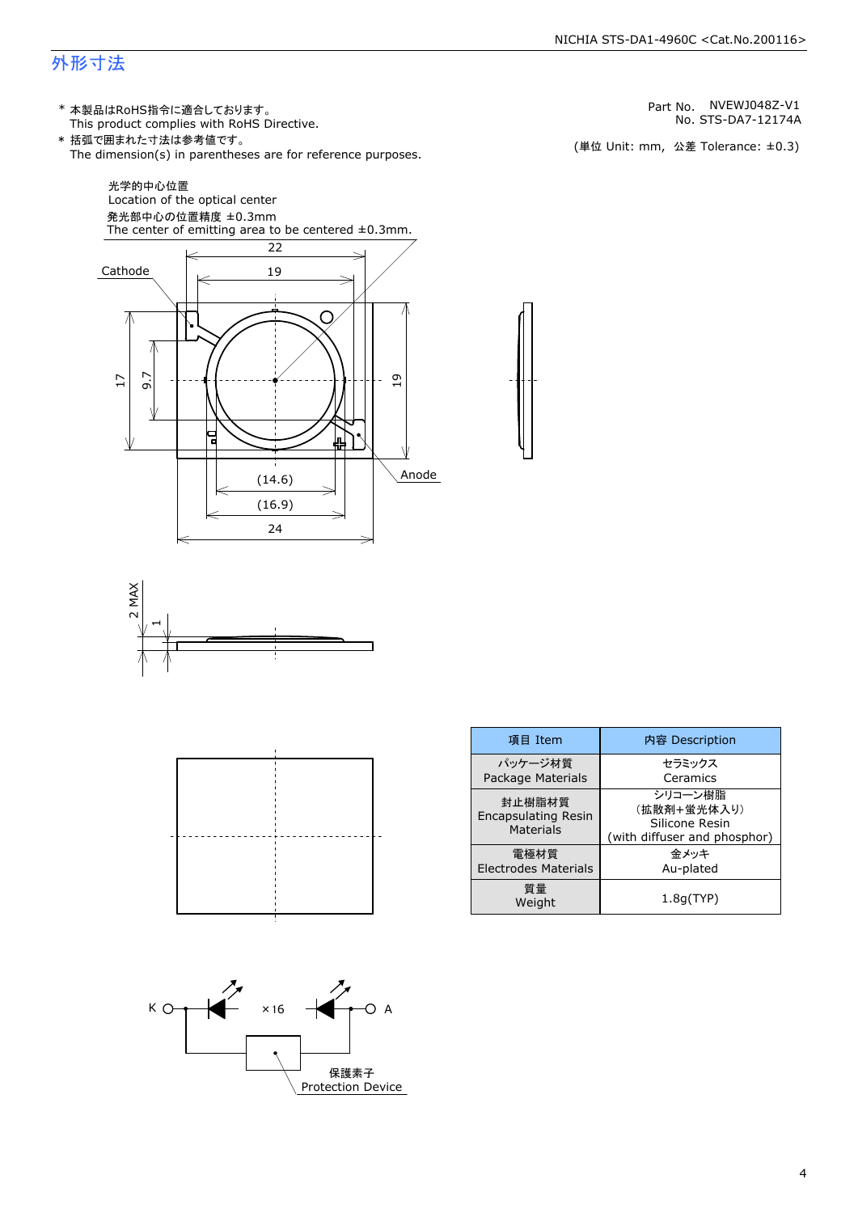# 外形寸法

Part No. NVEWJ048Z-V1
No. STS-DA7-12174A

(単位 Unit: mm, 公差 Tolerance: ±0.3)

* 本製品はRoHS指令に適合しております。
  This product complies with RoHS Directive.
* 括弧で囲まれた寸法は参考値です。
  The dimension(s) in parentheses are for reference purposes.

光学的中心位置
Location of the optical center
発光部中心の位置精度 ±0.3mm
The center of emitting area to be centered ±0.3mm.

Cathode

Anode

22, 19, 17, 9.7, 19, (14.6), (16.9), 24

2 MAX, 1

| 項目 Item | 内容 Description |
| --- | --- |
| パッケージ材質<br>Package Materials | セラミックス<br>Ceramics |
| 封止樹脂材質<br>Encapsulating Resin Materials | シリコーン樹脂<br>(拡散剤+蛍光体入り)<br>Silicone Resin<br>(with diffuser and phosphor) |
| 電極材質<br>Electrodes Materials | 金メッキ<br>Au-plated |
| 質量<br>Weight | 1.8g(TYP) |

K ×16 A

保護素子
Protection Device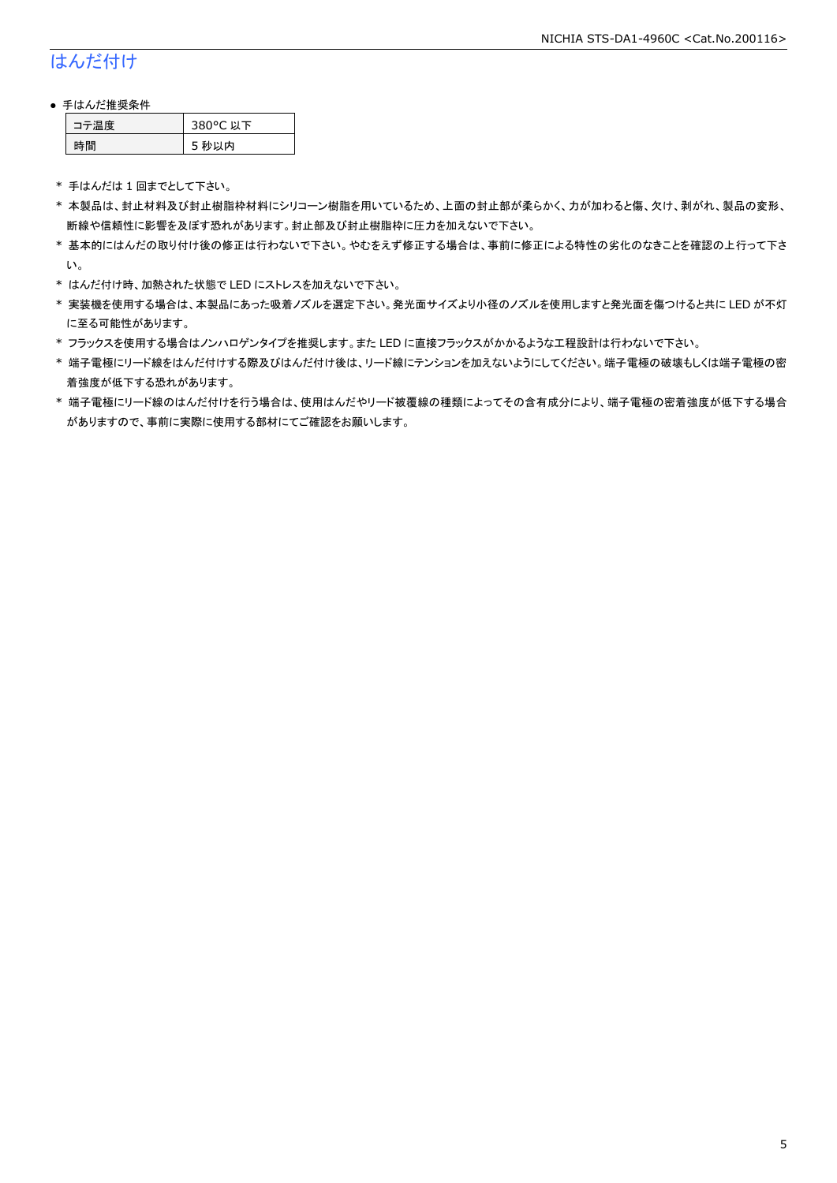# はんだ付け

- 手はんだ推奨条件

| コテ温度 | 380°C 以下 |
|---|---|
| 時間 | 5 秒以内 |

\* 手はんだは 1 回までとして下さい。

\* 本製品は、封止材料及び封止樹脂枠材料にシリコーン樹脂を用いているため、上面の封止部が柔らかく、力が加わると傷、欠け、剥がれ、製品の変形、断線や信頼性に影響を及ぼす恐れがあります。封止部及び封止樹脂枠に圧力を加えないで下さい。

\* 基本的にはんだの取り付け後の修正は行わないで下さい。やむをえず修正する場合は、事前に修正による特性の劣化のなきことを確認の上行って下さい。

\* はんだ付け時、加熱された状態で LED にストレスを加えないで下さい。

\* 実装機を使用する場合は、本製品にあった吸着ノズルを選定下さい。発光面サイズより小径のノズルを使用しますと発光面を傷つけると共に LED が不灯に至る可能性があります。

\* フラックスを使用する場合はノンハロゲンタイプを推奨します。また LED に直接フラックスがかかるような工程設計は行わないで下さい。

\* 端子電極にリード線をはんだ付けする際及びはんだ付け後は、リード線にテンションを加えないようにしてください。端子電極の破壊もしくは端子電極の密着強度が低下する恐れがあります。

\* 端子電極にリード線のはんだ付けを行う場合は、使用はんだやリード被覆線の種類によってその含有成分により、端子電極の密着強度が低下する場合がありますので、事前に実際に使用する部材にてご確認をお願いします。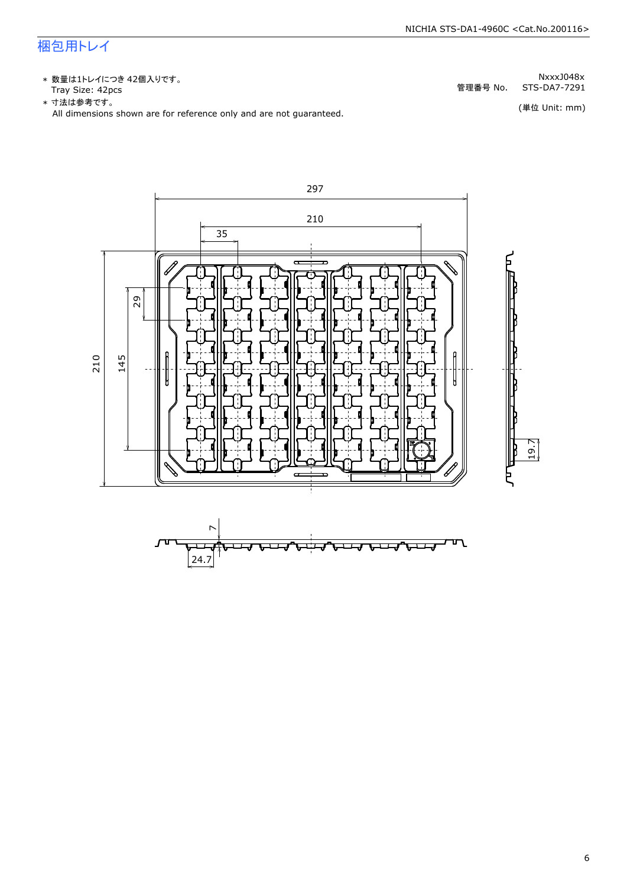# 梱包用トレイ

- ＊ 数量は1トレイにつき 42個入りです。
  Tray Size: 42pcs
- ＊ 寸法は参考です。
  All dimensions shown are for reference only and are not guaranteed.

NxxxJ048x
管理番号 No.　STS-DA7-7291

(単位 Unit: mm)

297
210
35
29
210
145
19.7
7
24.7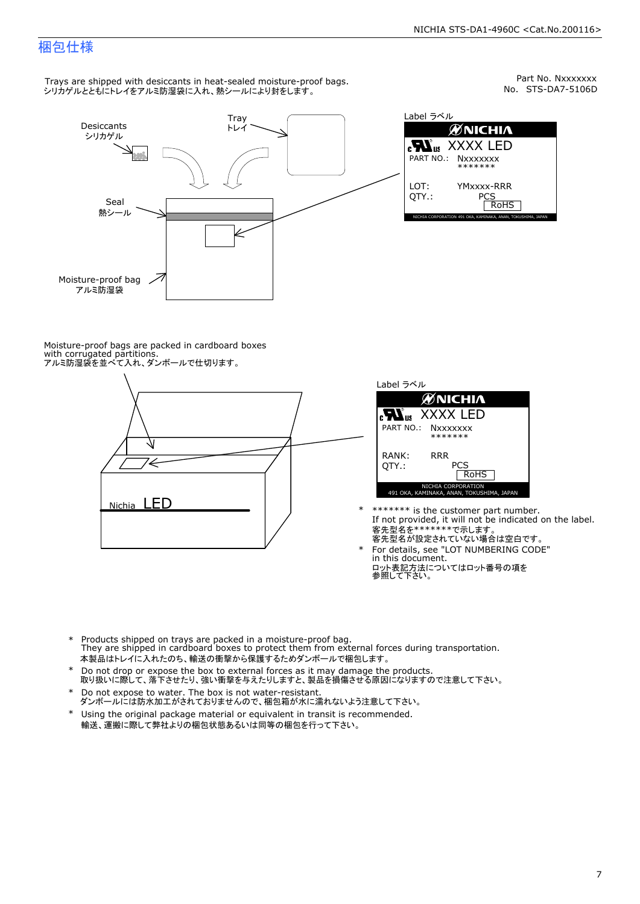# 梱包仕様

Part No. Nxxxxxxx
No. STS-DA7-5106D

Trays are shipped with desiccants in heat-sealed moisture-proof bags.
シリカゲルとともにトレイをアルミ防湿袋に入れ、熱シールにより封をします。

Desiccants
シリカゲル

Tray
トレイ

Seal
熱シール

Moisture-proof bag
アルミ防湿袋

Label ラベル

NICHIA
XXXX LED
PART NO.: Nxxxxxxx
\*\*\*\*\*\*\*
LOT: YMxxxx-RRR
QTY.: PCS
RoHS
NICHIA CORPORATION 491 OKA, KAMINAKA, ANAN, TOKUSHIMA, JAPAN

Moisture-proof bags are packed in cardboard boxes with corrugated partitions.
アルミ防湿袋を並べて入れ、ダンボールで仕切ります。

Nichia LED

Label ラベル

NICHIA
XXXX LED
PART NO.: Nxxxxxxx
\*\*\*\*\*\*\*
RANK: RRR
QTY.: PCS
RoHS
NICHIA CORPORATION
491 OKA, KAMINAKA, ANAN, TOKUSHIMA, JAPAN

\* \*\*\*\*\*\*\* is the customer part number.
If not provided, it will not be indicated on the label.
客先型名を\*\*\*\*\*\*\*で示します。
客先型名が設定されていない場合は空白です。

\* For details, see "LOT NUMBERING CODE" in this document.
ロット表記方法についてはロット番号の項を参照して下さい。

\* Products shipped on trays are packed in a moisture-proof bag.
They are shipped in cardboard boxes to protect them from external forces during transportation.
本製品はトレイに入れたのち、輸送の衝撃から保護するためダンボールで梱包します。

\* Do not drop or expose the box to external forces as it may damage the products.
取り扱いに際して、落下させたり、強い衝撃を与えたりしますと、製品を損傷させる原因になりますので注意して下さい。

\* Do not expose to water. The box is not water-resistant.
ダンボールには防水加工がされておりませんので、梱包箱が水に濡れないよう注意して下さい。

\* Using the original package material or equivalent in transit is recommended.
輸送、運搬に際して弊社よりの梱包状態あるいは同等の梱包を行って下さい。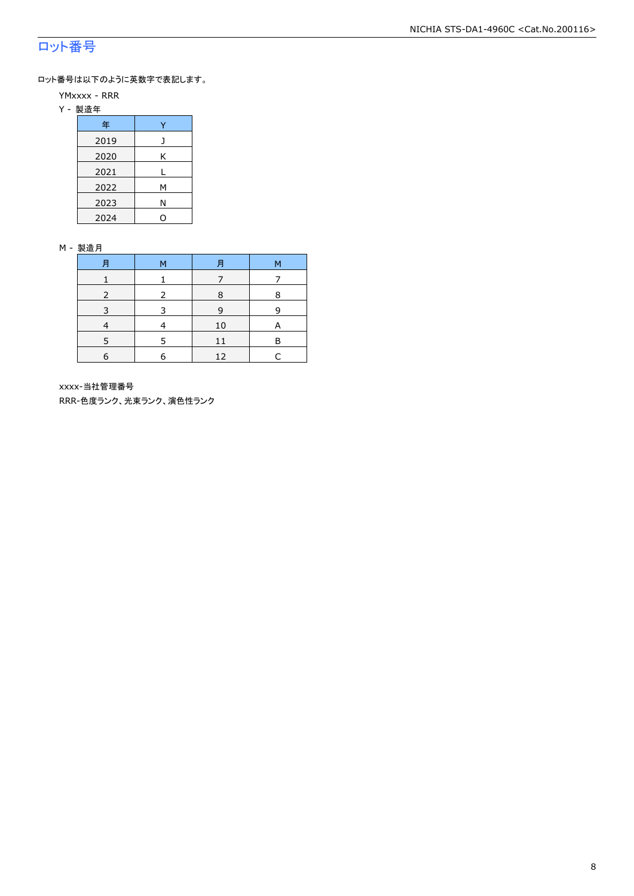## ロット番号

ロット番号は以下のように英数字で表記します。

YMxxxx - RRR

Y - 製造年

| 年 | Y |
|---|---|
| 2019 | J |
| 2020 | K |
| 2021 | L |
| 2022 | M |
| 2023 | N |
| 2024 | O |

M - 製造月

| 月 | M | 月 | M |
|---|---|---|---|
| 1 | 1 | 7 | 7 |
| 2 | 2 | 8 | 8 |
| 3 | 3 | 9 | 9 |
| 4 | 4 | 10 | A |
| 5 | 5 | 11 | B |
| 6 | 6 | 12 | C |

xxxx-当社管理番号

RRR-色度ランク、光束ランク、演色性ランク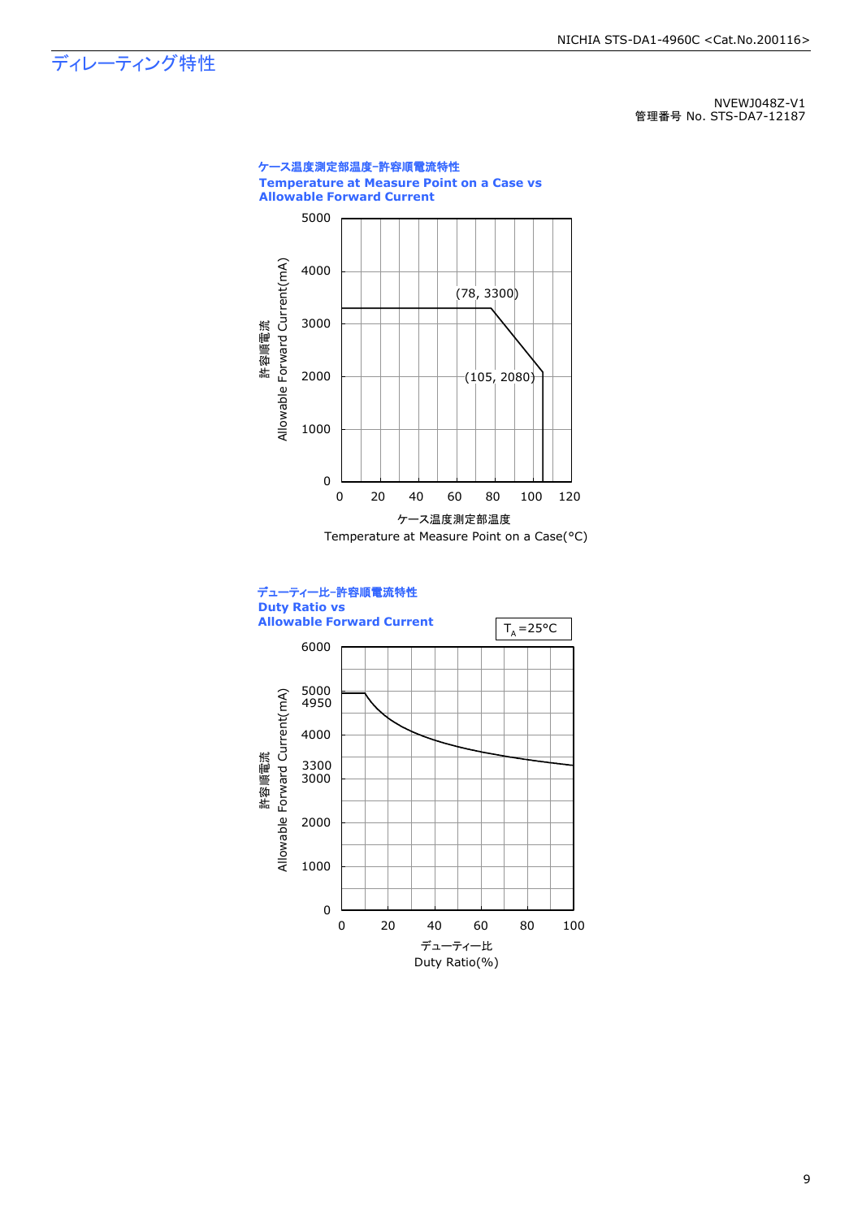# ディレーティング特性

NVEWJ048Z-V1
管理番号 No. STS-DA7-12187

**ケース温度測定部温度-許容順電流特性**
**Temperature at Measure Point on a Case vs Allowable Forward Current**

許容順電流
Allowable Forward Current(mA)

5000
4000
3000
2000
1000
0

(78, 3300)
(105, 2080)

0 20 40 60 80 100 120

ケース温度測定部温度
Temperature at Measure Point on a Case(°C)

**デューティー比-許容順電流特性**
**Duty Ratio vs Allowable Forward Current**

$T_A$=25°C

許容順電流
Allowable Forward Current(mA)

6000
5000
4950
4000
3300
3000
2000
1000
0

0 20 40 60 80 100

デューティー比
Duty Ratio(%)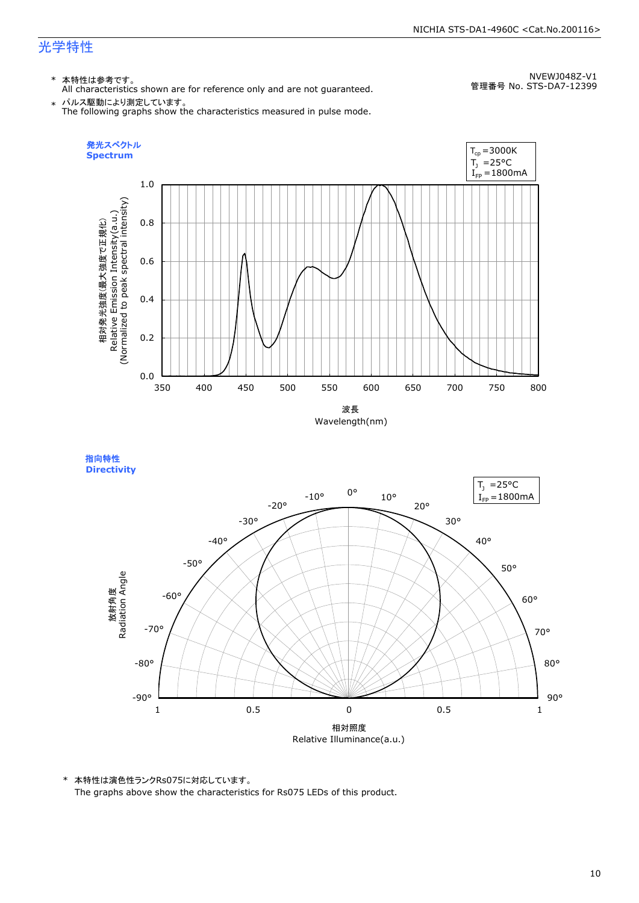# 光学特性

NVEWJ048Z-V1
管理番号 No. STS-DA7-12399

\* 本特性は参考です。
All characteristics shown are for reference only and are not guaranteed.

\* パルス駆動により測定しています。
The following graphs show the characteristics measured in pulse mode.

## 発光スペクトル
## Spectrum

$T_{cp}$=3000K
$T_J$ =25°C
$I_{FP}$=1800mA

相対発光強度(最大強度で正規化)
Relative Emission Intensity(a.u.)
(Normalized to peak spectral intensity)

波長
Wavelength(nm)

## 指向特性
## Directivity

$T_J$ =25°C
$I_{FP}$=1800mA

放射角度
Radiation Angle

相対照度
Relative Illuminance(a.u.)

\* 本特性は演色性ランクRs075に対応しています。
The graphs above show the characteristics for Rs075 LEDs of this product.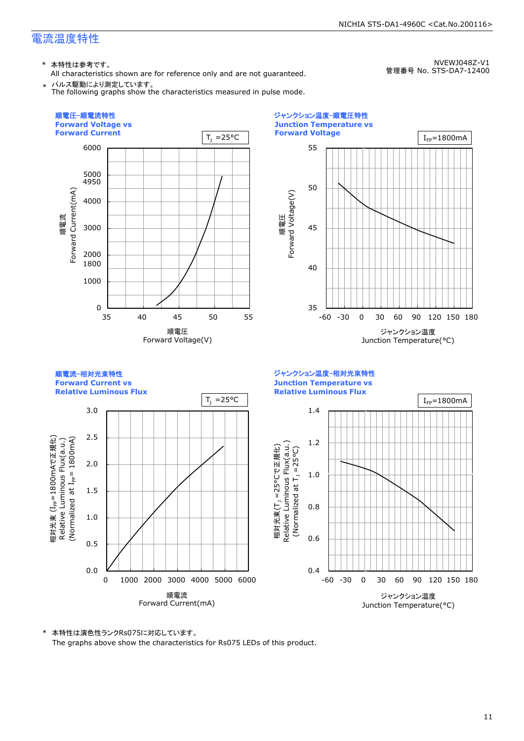## 電流温度特性

NVEWJ048Z-V1
管理番号 No. STS-DA7-12400

\* 本特性は参考です。
All characteristics shown are for reference only and are not guaranteed.

\* パルス駆動により測定しています。
The following graphs show the characteristics measured in pulse mode.

### 順電圧-順電流特性 Forward Voltage vs Forward Current

$T_J$ =25°C

Y-axis: 順電流 Forward Current(mA) — 0, 1000, 1800, 2000, 3000, 4000, 4950, 5000, 6000
X-axis: 順電圧 Forward Voltage(V) — 35, 40, 45, 50, 55

### ジャンクション温度-順電圧特性 Junction Temperature vs Forward Voltage

$I_{FP}$=1800mA

Y-axis: 順電圧 Forward Voltage(V) — 35, 40, 45, 50, 55
X-axis: ジャンクション温度 Junction Temperature(°C) — -60, -30, 0, 30, 60, 90, 120, 150, 180

### 順電流-相対光束特性 Forward Current vs Relative Luminous Flux

$T_J$ =25°C

Y-axis: 相対光束 ($I_{FP}$=1800mAで正規化) Relative Luminous Flux(a.u.) (Normalized at $I_{FP}$= 1800mA) — 0.0, 0.5, 1.0, 1.5, 2.0, 2.5, 3.0
X-axis: 順電流 Forward Current(mA) — 0, 1000, 2000, 3000, 4000, 5000, 6000

### ジャンクション温度-相対光束特性 Junction Temperature vs Relative Luminous Flux

$I_{FP}$=1800mA

Y-axis: 相対光束 ($T_J$ =25°Cで正規化) Relative Luminous Flux(a.u.) (Normalized at $T_J$ =25°C) — 0.4, 0.6, 0.8, 1.0, 1.2, 1.4
X-axis: ジャンクション温度 Junction Temperature(°C) — -60, -30, 0, 30, 60, 90, 120, 150, 180

\* 本特性は演色性ランクRs075に対応しています。
The graphs above show the characteristics for Rs075 LEDs of this product.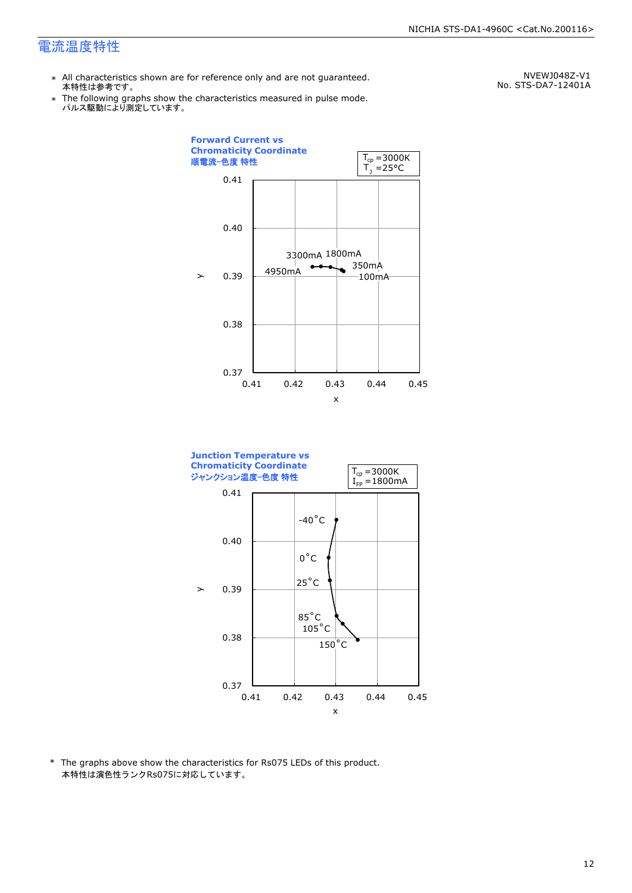# 電流温度特性

NVEWJ048Z-V1
No. STS-DA7-12401A

- ＊ All characteristics shown are for reference only and are not guaranteed.
  本特性は参考です。
- ＊ The following graphs show the characteristics measured in pulse mode.
  パルス駆動により測定しています。

**Forward Current vs Chromaticity Coordinate**
**順電流-色度 特性**

$T_{cp}$ =3000K
$T_J$ =25°C

y: 0.37–0.41, x: 0.41–0.45

4950mA, 3300mA, 1800mA, 350mA, 100mA

**Junction Temperature vs Chromaticity Coordinate**
**ジャンクション温度-色度 特性**

$T_{cp}$ =3000K
$I_{FP}$ =1800mA

y: 0.37–0.41, x: 0.41–0.45

-40°C, 0°C, 25°C, 85°C, 105°C, 150°C

\* The graphs above show the characteristics for Rs075 LEDs of this product.
本特性は演色性ランクRs075に対応しています。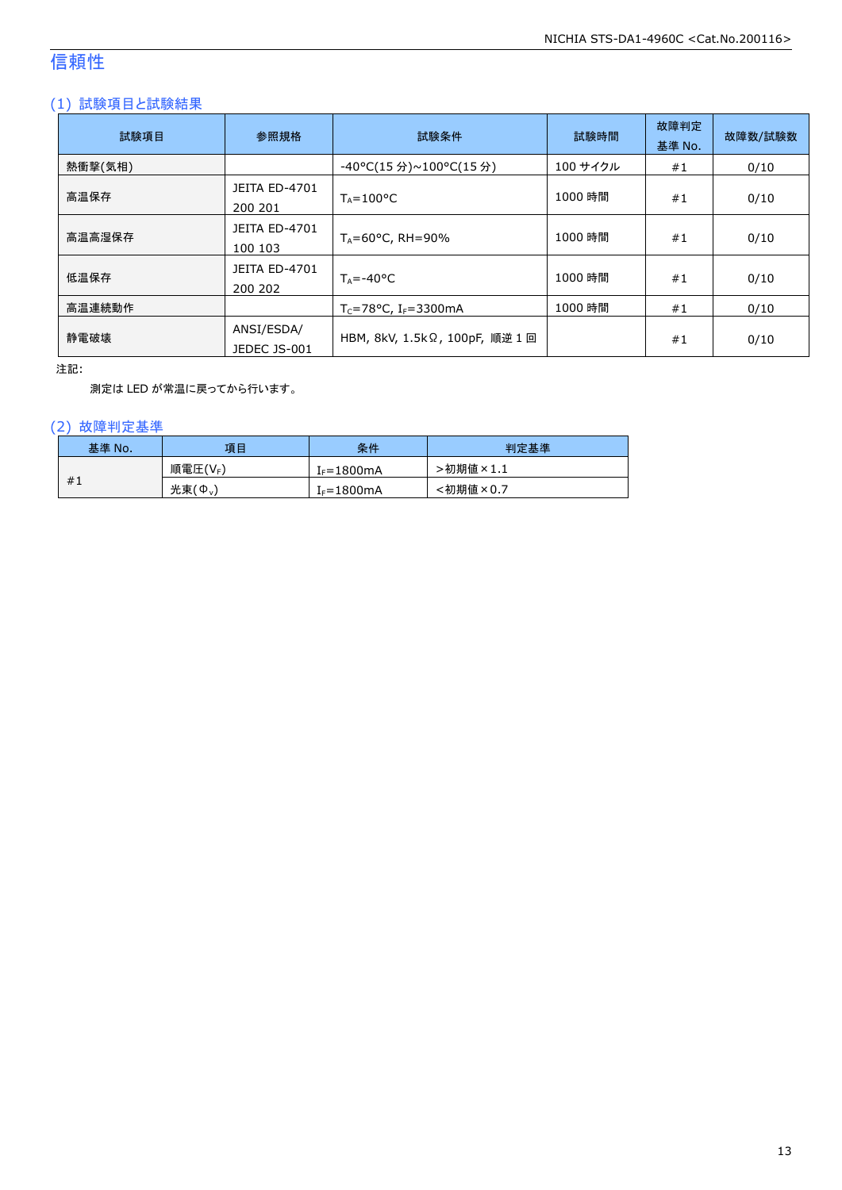# 信頼性

## (1) 試験項目と試験結果

| 試験項目 | 参照規格 | 試験条件 | 試験時間 | 故障判定基準 No. | 故障数/試験数 |
|---|---|---|---|---|---|
| 熱衝撃(気相) | | -40°C(15 分)~100°C(15 分) | 100 サイクル | #1 | 0/10 |
| 高温保存 | JEITA ED-4701 200 201 | $T_A$=100°C | 1000 時間 | #1 | 0/10 |
| 高温高湿保存 | JEITA ED-4701 100 103 | $T_A$=60°C, RH=90% | 1000 時間 | #1 | 0/10 |
| 低温保存 | JEITA ED-4701 200 202 | $T_A$=-40°C | 1000 時間 | #1 | 0/10 |
| 高温連続動作 | | $T_C$=78°C, $I_F$=3300mA | 1000 時間 | #1 | 0/10 |
| 静電破壊 | ANSI/ESDA/ JEDEC JS-001 | HBM, 8kV, 1.5kΩ, 100pF, 順逆 1 回 | | #1 | 0/10 |

注記:

測定は LED が常温に戻ってから行います。

## (2) 故障判定基準

| 基準 No. | 項目 | 条件 | 判定基準 |
|---|---|---|---|
| #1 | 順電圧($V_F$) | $I_F$=1800mA | >初期値×1.1 |
| | 光束($\Phi_V$) | $I_F$=1800mA | <初期値×0.7 |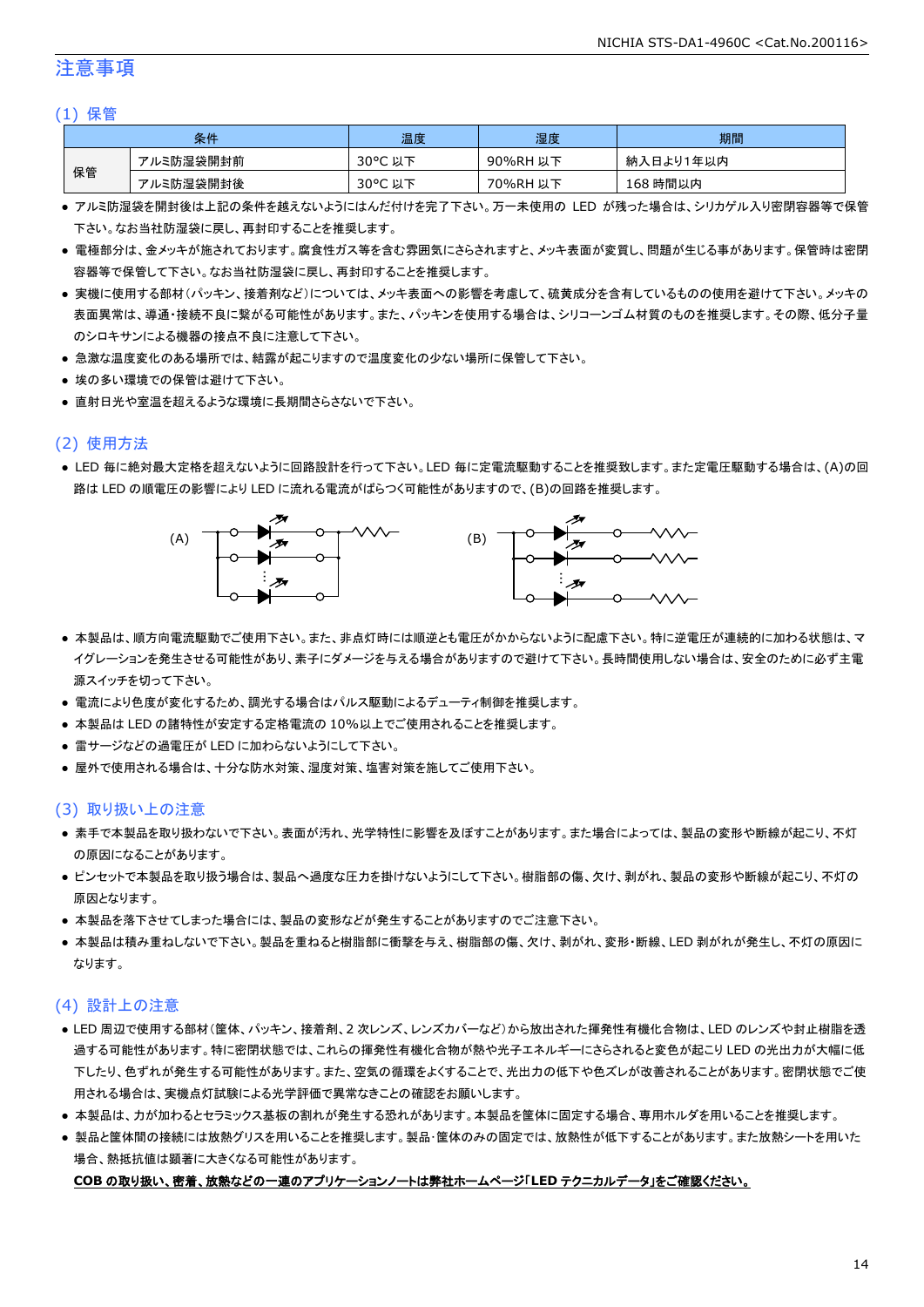# 注意事項

## (1) 保管

| 条件 | | 温度 | 湿度 | 期間 |
|---|---|---|---|---|
| 保管 | アルミ防湿袋開封前 | 30°C 以下 | 90%RH 以下 | 納入日より1年以内 |
| | アルミ防湿袋開封後 | 30°C 以下 | 70%RH 以下 | 168 時間以内 |

- アルミ防湿袋を開封後は上記の条件を越えないようにはんだ付けを完了下さい。万一未使用の LED が残った場合は、シリカゲル入り密閉容器等で保管下さい。なお当社防湿袋に戻し、再封印することを推奨します。
- 電極部分は、金メッキが施されております。腐食性ガス等を含む雰囲気にさらされますと、メッキ表面が変質し、問題が生じる事があります。保管時は密閉容器等で保管して下さい。なお当社防湿袋に戻し、再封印することを推奨します。
- 実機に使用する部材(パッキン、接着剤など)については、メッキ表面への影響を考慮して、硫黄成分を含有しているものの使用を避けて下さい。メッキの表面異常は、導通・接続不良に繋がる可能性があります。また、パッキンを使用する場合は、シリコーンゴム材質のものを推奨します。その際、低分子量のシロキサンによる機器の接点不良に注意して下さい。
- 急激な温度変化のある場所では、結露が起こりますので温度変化の少ない場所に保管して下さい。
- 埃の多い環境での保管は避けて下さい。
- 直射日光や室温を超えるような環境に長期間さらさないで下さい。

## (2) 使用方法

- LED 毎に絶対最大定格を超えないように回路設計を行って下さい。LED 毎に定電流駆動することを推奨致します。また定電圧駆動する場合は、(A)の回路は LED の順電圧の影響により LED に流れる電流がばらつく可能性がありますので、(B)の回路を推奨します。

(A)　(B)

- 本製品は、順方向電流駆動でご使用下さい。また、非点灯時には順逆とも電圧がかからないように配慮下さい。特に逆電圧が連続的に加わる状態は、マイグレーションを発生させる可能性があり、素子にダメージを与える場合がありますので避けて下さい。長時間使用しない場合は、安全のために必ず主電源スイッチを切って下さい。
- 電流により色度が変化するため、調光する場合はパルス駆動によるデューティ制御を推奨します。
- 本製品は LED の諸特性が安定する定格電流の 10%以上でご使用されることを推奨します。
- 雷サージなどの過電圧が LED に加わらないようにして下さい。
- 屋外で使用される場合は、十分な防水対策、湿度対策、塩害対策を施してご使用下さい。

## (3) 取り扱い上の注意

- 素手で本製品を取り扱わないで下さい。表面が汚れ、光学特性に影響を及ぼすことがあります。また場合によっては、製品の変形や断線が起こり、不灯の原因になることがあります。
- ピンセットで本製品を取り扱う場合は、製品へ過度な圧力を掛けないようにして下さい。樹脂部の傷、欠け、剥がれ、製品の変形や断線が起こり、不灯の原因となります。
- 本製品を落下させてしまった場合には、製品の変形などが発生することがありますのでご注意下さい。
- 本製品は積み重ねしないで下さい。製品を重ねると樹脂部に衝撃を与え、樹脂部の傷、欠け、剥がれ、変形・断線、LED 剥がれが発生し、不灯の原因になります。

## (4) 設計上の注意

- LED 周辺で使用する部材(筐体、パッキン、接着剤、2 次レンズ、レンズカバーなど)から放出された揮発性有機化合物は、LED のレンズや封止樹脂を透過する可能性があります。特に密閉状態では、これらの揮発性有機化合物が熱や光子エネルギーにさらされると変色が起こり LED の光出力が大幅に低下したり、色ずれが発生する可能性があります。また、空気の循環をよくすることで、光出力の低下や色ズレが改善されることがあります。密閉状態でご使用される場合は、実機点灯試験による光学評価で異常なきことの確認をお願いします。
- 本製品は、力が加わるとセラミックス基板の割れが発生する恐れがあります。本製品を筐体に固定する場合、専用ホルダを用いることを推奨します。
- 製品と筐体間の接続には放熱グリスを用いることを推奨します。製品・筐体のみの固定では、放熱性が低下することがあります。また放熱シートを用いた場合、熱抵抗値は顕著に大きくなる可能性があります。

  **COB の取り扱い、密着、放熱などの一連のアプリケーションノートは弊社ホームページ「LED テクニカルデータ」をご確認ください。**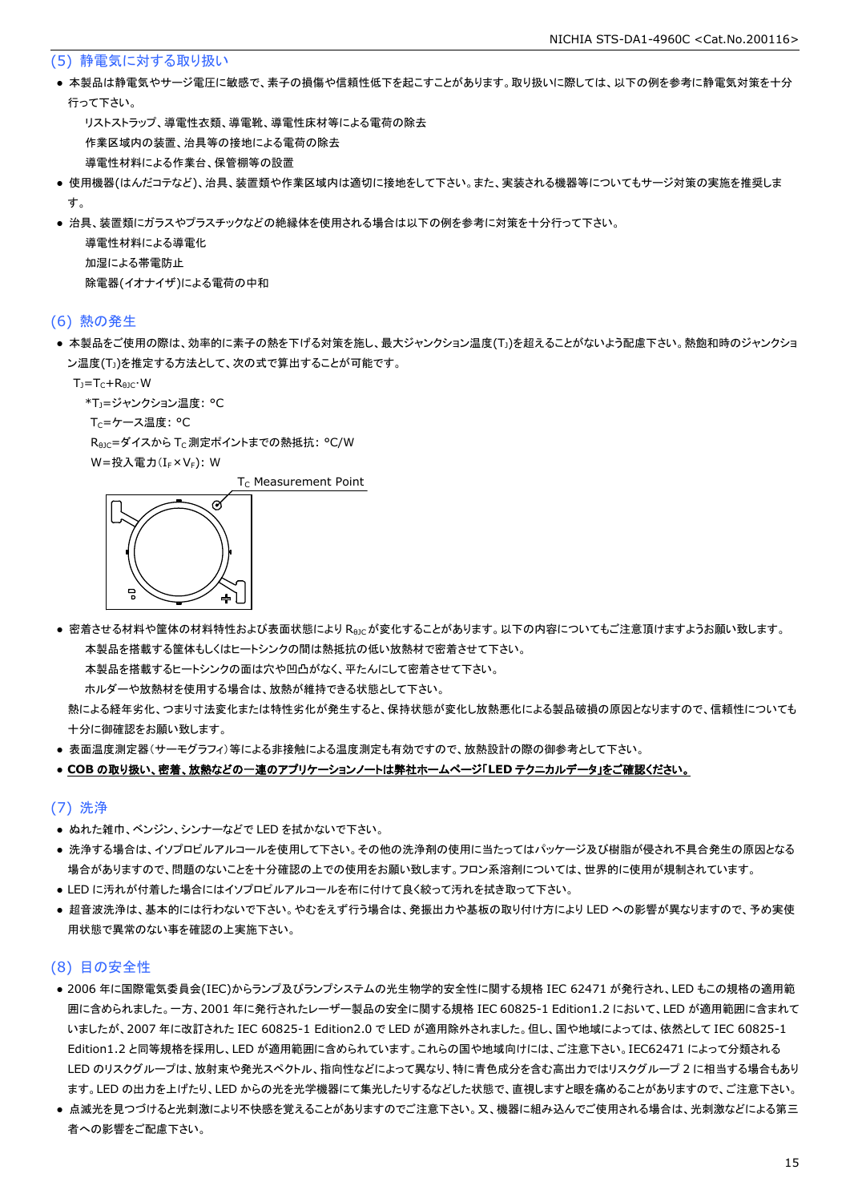## (5) 静電気に対する取り扱い

- 本製品は静電気やサージ電圧に敏感で、素子の損傷や信頼性低下を起こすことがあります。取り扱いに際しては、以下の例を参考に静電気対策を十分行って下さい。
  - リストストラップ、導電性衣類、導電靴、導電性床材等による電荷の除去
  - 作業区域内の装置、治具等の接地による電荷の除去
  - 導電性材料による作業台、保管棚等の設置
- 使用機器(はんだコテなど)、治具、装置類や作業区域内は適切に接地をして下さい。また、実装される機器等についてもサージ対策の実施を推奨します。
- 治具、装置類にガラスやプラスチックなどの絶縁体を使用される場合は以下の例を参考に対策を十分行って下さい。
  - 導電性材料による導電化
  - 加湿による帯電防止
  - 除電器(イオナイザ)による電荷の中和

## (6) 熱の発生

- 本製品をご使用の際は、効率的に素子の熱を下げる対策を施し、最大ジャンクション温度($T_J$)を超えることがないよう配慮下さい。熱飽和時のジャンクション温度($T_J$)を推定する方法として、次の式で算出することが可能です。

$T_J=T_C+R_{\theta JC}\cdot W$

*$T_J$=ジャンクション温度: °C

$T_C$=ケース温度: °C

$R_{\theta JC}$=ダイスから $T_C$ 測定ポイントまでの熱抵抗: °C/W

W=投入電力($I_F\times V_F$): W

$T_C$ Measurement Point

- 密着させる材料や筐体の材料特性および表面状態により $R_{\theta JC}$ が変化することがあります。以下の内容についてもご注意頂けますようお願い致します。
  - 本製品を搭載する筐体もしくはヒートシンクの間は熱抵抗の低い放熱材で密着させて下さい。
  - 本製品を搭載するヒートシンクの面は穴や凹凸がなく、平たんにして密着させて下さい。
  - ホルダーや放熱材を使用する場合は、放熱が維持できる状態として下さい。

  熱による経年劣化、つまり寸法変化または特性劣化が発生すると、保持状態が変化し放熱悪化による製品破損の原因となりますので、信頼性についても十分に御確認をお願い致します。
- 表面温度測定器(サーモグラフィ)等による非接触による温度測定も有効ですので、放熱設計の際の御参考として下さい。
- **COB の取り扱い、密着、放熱などの一連のアプリケーションノートは弊社ホームページ「LED テクニカルデータ」をご確認ください。**

## (7) 洗浄

- ぬれた雑巾、ベンジン、シンナーなどで LED を拭かないで下さい。
- 洗浄する場合は、イソプロピルアルコールを使用して下さい。その他の洗浄剤の使用に当たってはパッケージ及び樹脂が侵され不具合発生の原因となる場合がありますので、問題のないことを十分確認の上での使用をお願い致します。フロン系溶剤については、世界的に使用が規制されています。
- LED に汚れが付着した場合にはイソプロピルアルコールを布に付けて良く絞って汚れを拭き取って下さい。
- 超音波洗浄は、基本的には行わないで下さい。やむをえず行う場合は、発振出力や基板の取り付け方により LED への影響が異なりますので、予め実使用状態で異常のない事を確認の上実施下さい。

## (8) 目の安全性

- 2006 年に国際電気委員会(IEC)からランプ及びランプシステムの光生物学的安全性に関する規格 IEC 62471 が発行され、LED もこの規格の適用範囲に含められました。一方、2001 年に発行されたレーザー製品の安全に関する規格 IEC 60825-1 Edition1.2 において、LED が適用範囲に含まれていましたが、2007 年に改訂された IEC 60825-1 Edition2.0 で LED が適用除外されました。但し、国や地域によっては、依然として IEC 60825-1 Edition1.2 と同等規格を採用し、LED が適用範囲に含められています。これらの国や地域向けには、ご注意下さい。IEC62471 によって分類される LED のリスクグループは、放射束や発光スペクトル、指向性などによって異なり、特に青色成分を含む高出力ではリスクグループ 2 に相当する場合もあります。LED の出力を上げたり、LED からの光を光学機器にて集光したりするなどした状態で、直視しますと眼を痛めることがありますので、ご注意下さい。
- 点滅光を見つづけると光刺激により不快感を覚えることがありますのでご注意下さい。又、機器に組み込んでご使用される場合は、光刺激などによる第三者への影響をご配慮下さい。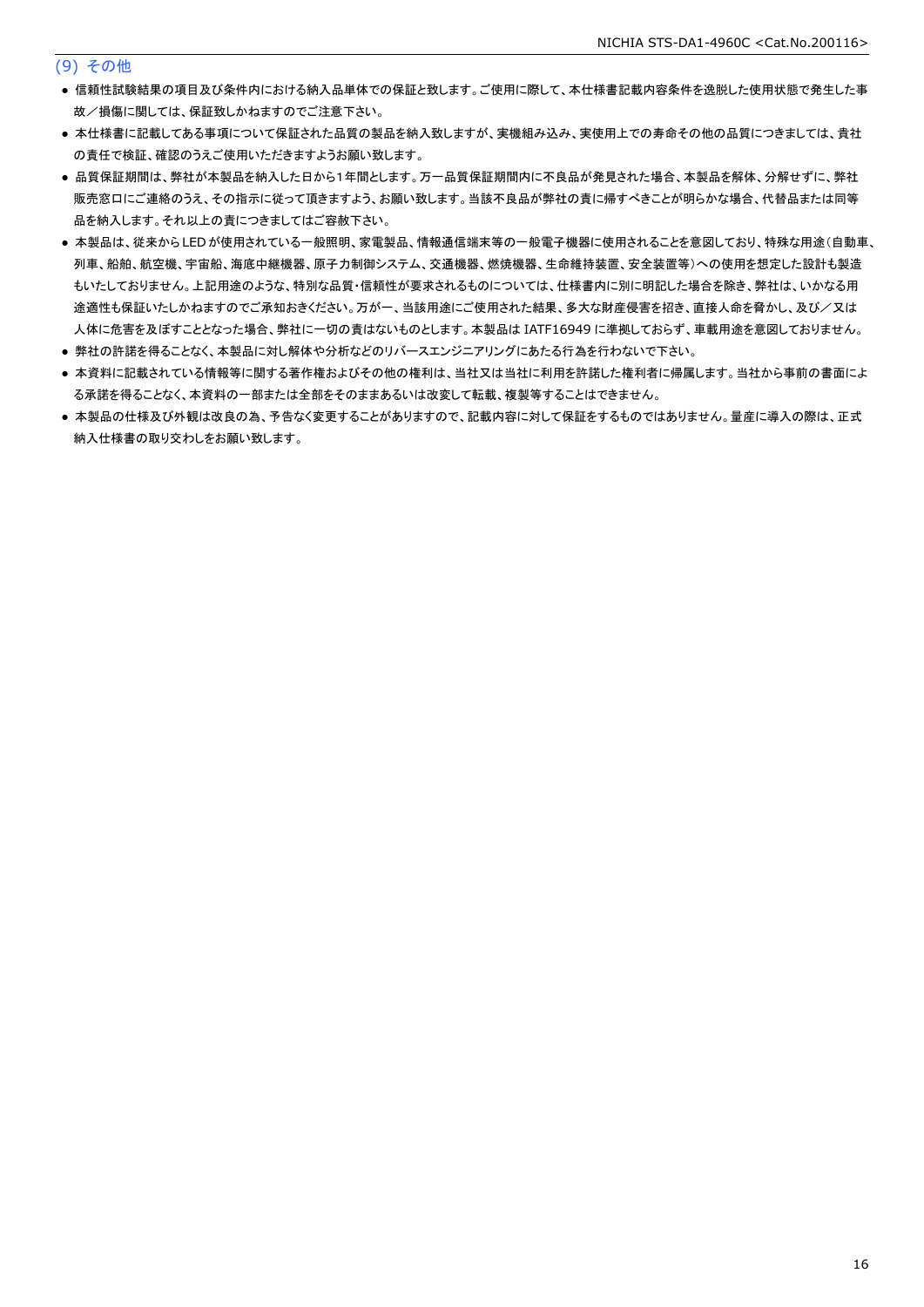## (9) その他

- 信頼性試験結果の項目及び条件内における納入品単体での保証と致します。ご使用に際して、本仕様書記載内容条件を逸脱した使用状態で発生した事故／損傷に関しては、保証致しかねますのでご注意下さい。
- 本仕様書に記載してある事項について保証された品質の製品を納入致しますが、実機組み込み、実使用上での寿命その他の品質につきましては、貴社の責任で検証、確認のうえご使用いただきますようお願い致します。
- 品質保証期間は、弊社が本製品を納入した日から1年間とします。万一品質保証期間内に不良品が発見された場合、本製品を解体、分解せずに、弊社販売窓口にご連絡のうえ、その指示に従って頂きますよう、お願い致します。当該不良品が弊社の責に帰すべきことが明らかな場合、代替品または同等品を納入します。それ以上の責につきましてはご容赦下さい。
- 本製品は、従来からLEDが使用されている一般照明、家電製品、情報通信端末等の一般電子機器に使用されることを意図しており、特殊な用途（自動車、列車、船舶、航空機、宇宙船、海底中継機器、原子力制御システム、交通機器、燃焼機器、生命維持装置、安全装置等）への使用を想定した設計も製造もいたしておりません。上記用途のような、特別な品質・信頼性が要求されるものについては、仕様書内に別に明記した場合を除き、弊社は、いかなる用途適性も保証いたしかねますのでご承知おきください。万が一、当該用途にご使用された結果、多大な財産侵害を招き、直接人命を脅かし、及び／又は人体に危害を及ぼすこととなった場合、弊社に一切の責はないものとします。本製品は IATF16949 に準拠しておらず、車載用途を意図しておりません。
- 弊社の許諾を得ることなく、本製品に対し解体や分析などのリバースエンジニアリングにあたる行為を行わないで下さい。
- 本資料に記載されている情報等に関する著作権およびその他の権利は、当社又は当社に利用を許諾した権利者に帰属します。当社から事前の書面による承諾を得ることなく、本資料の一部または全部をそのままあるいは改変して転載、複製等することはできません。
- 本製品の仕様及び外観は改良の為、予告なく変更することがありますので、記載内容に対して保証をするものではありません。量産に導入の際は、正式納入仕様書の取り交わしをお願い致します。